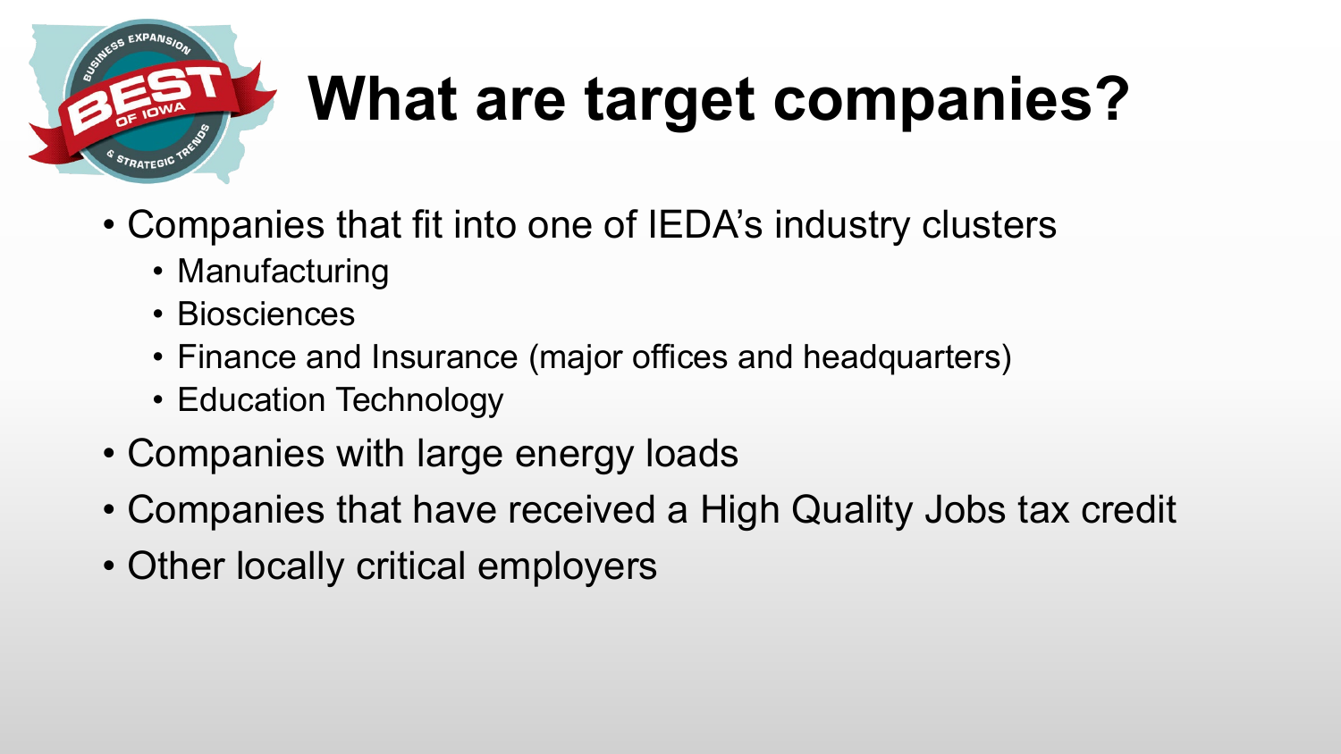# What are target companies?

- Companies that fit into one of IEDA's industry clusters
  - Manufacturing
  - Biosciences
  - Finance and Insurance (major offices and headquarters)
  - Education Technology
- Companies with large energy loads
- Companies that have received a High Quality Jobs tax credit
- Other locally critical employers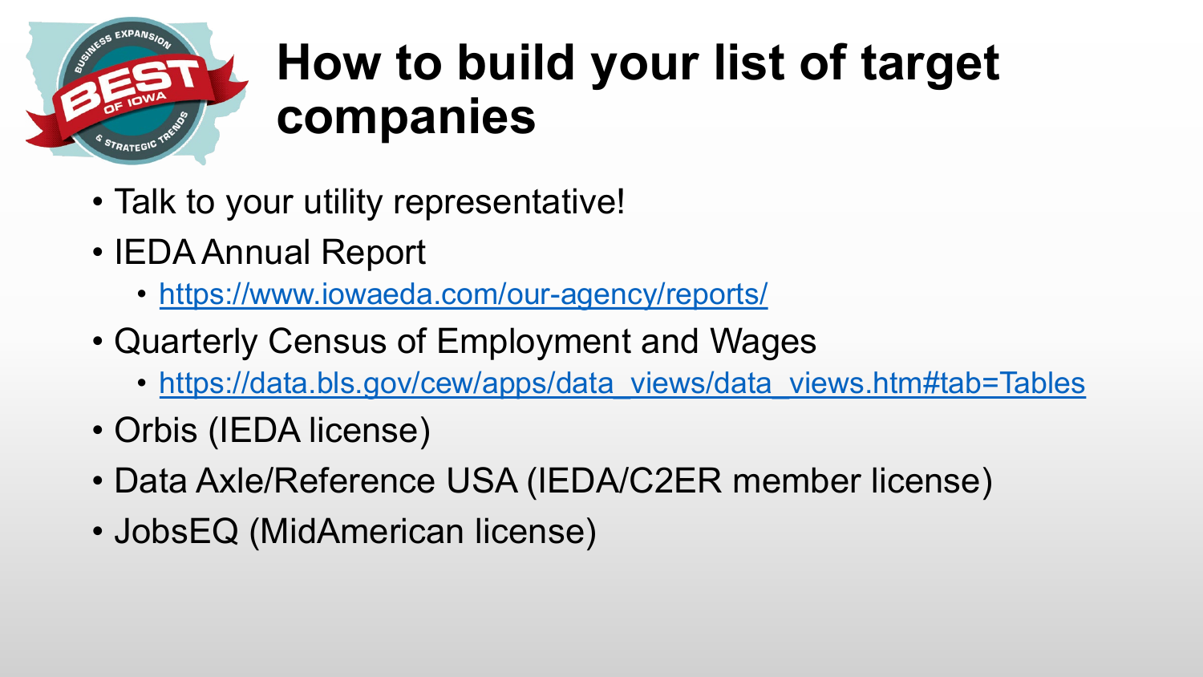# How to build your list of target companies

- Talk to your utility representative!
- IEDA Annual Report
  - https://www.iowaeda.com/our-agency/reports/
- Quarterly Census of Employment and Wages
  - https://data.bls.gov/cew/apps/data_views/data_views.htm#tab=Tables
- Orbis (IEDA license)
- Data Axle/Reference USA (IEDA/C2ER member license)
- JobsEQ (MidAmerican license)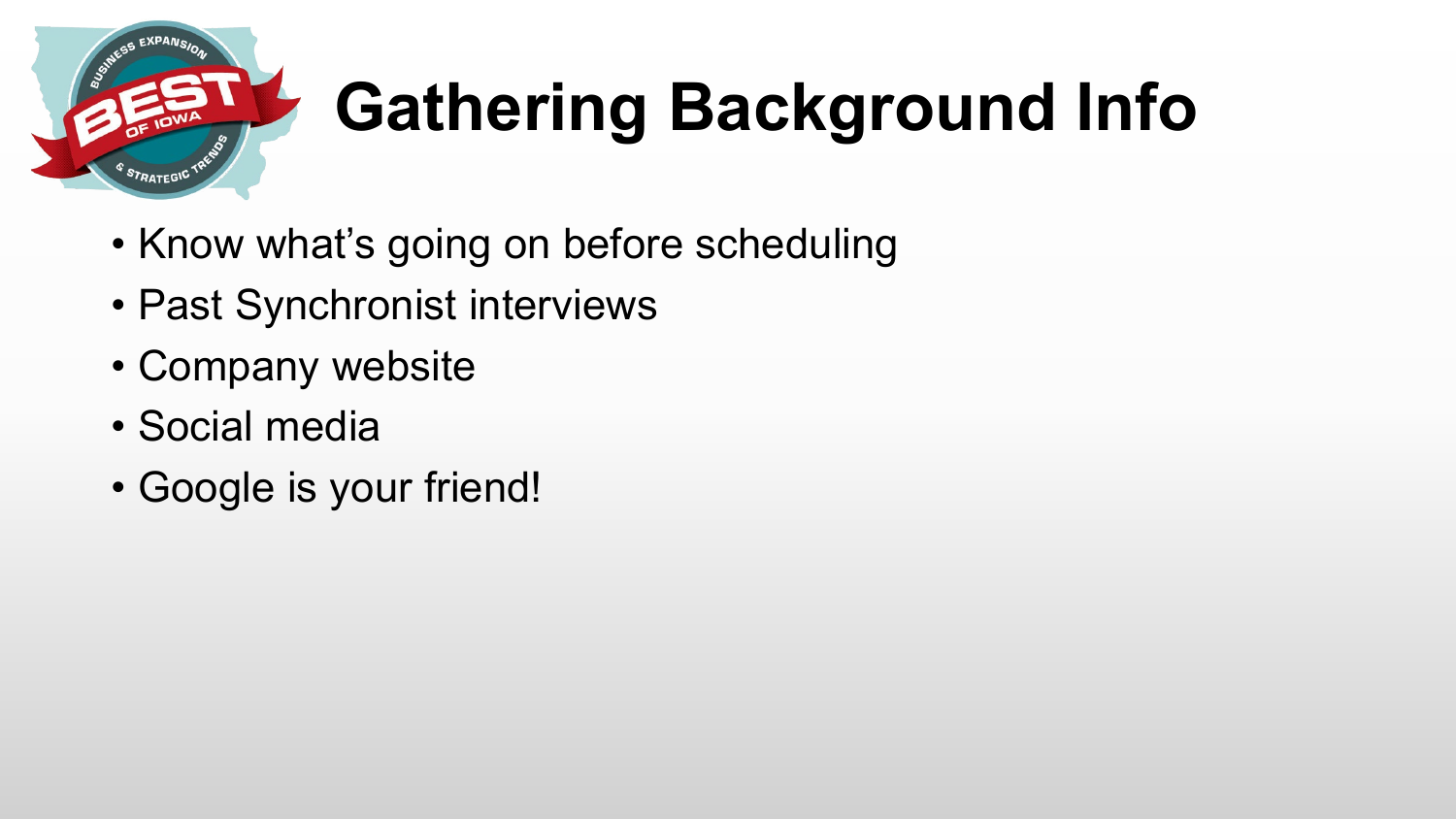# Gathering Background Info

- Know what's going on before scheduling
- Past Synchronist interviews
- Company website
- Social media
- Google is your friend!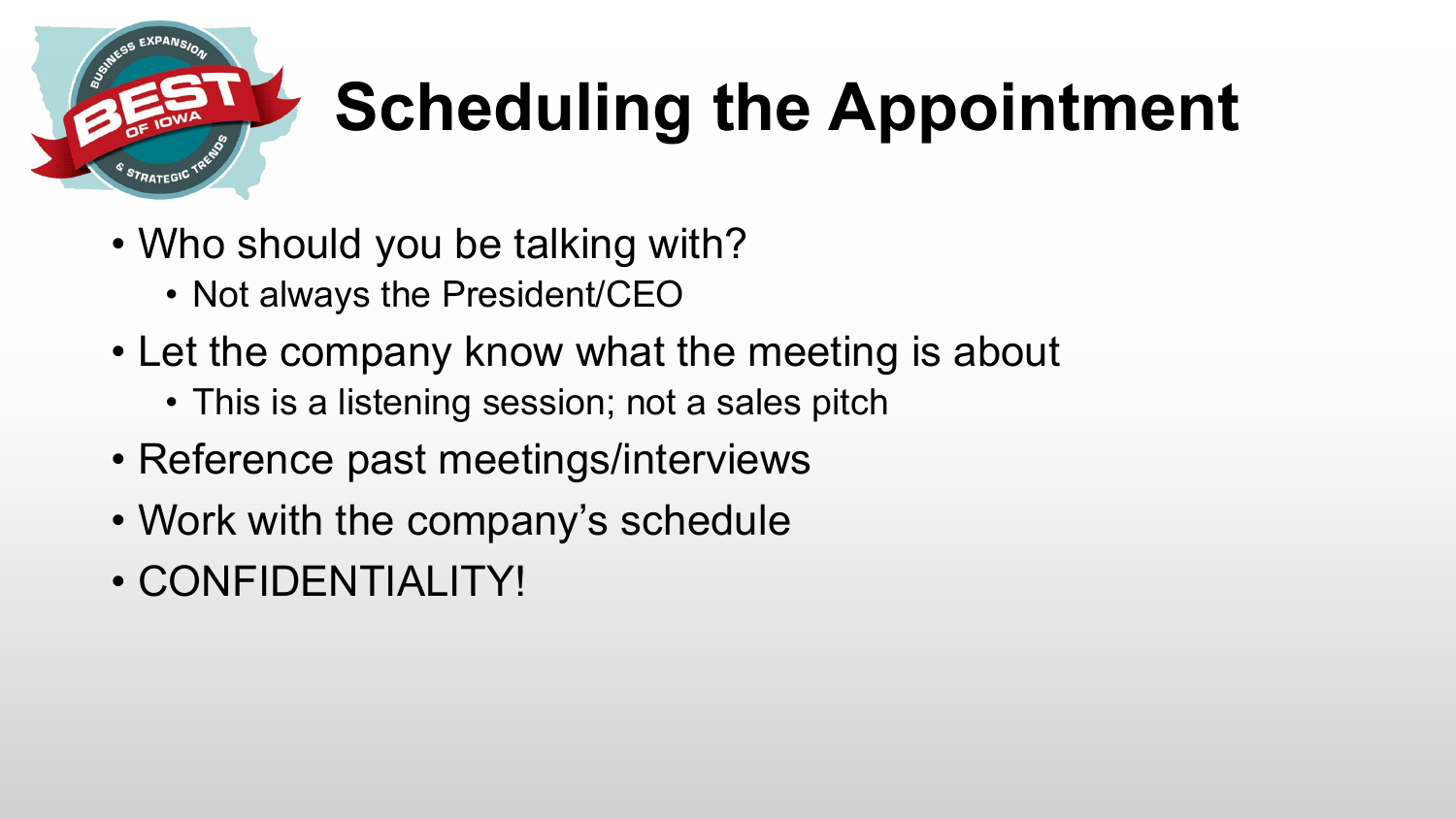# Scheduling the Appointment

- Who should you be talking with?
  - Not always the President/CEO
- Let the company know what the meeting is about
  - This is a listening session; not a sales pitch
- Reference past meetings/interviews
- Work with the company's schedule
- CONFIDENTIALITY!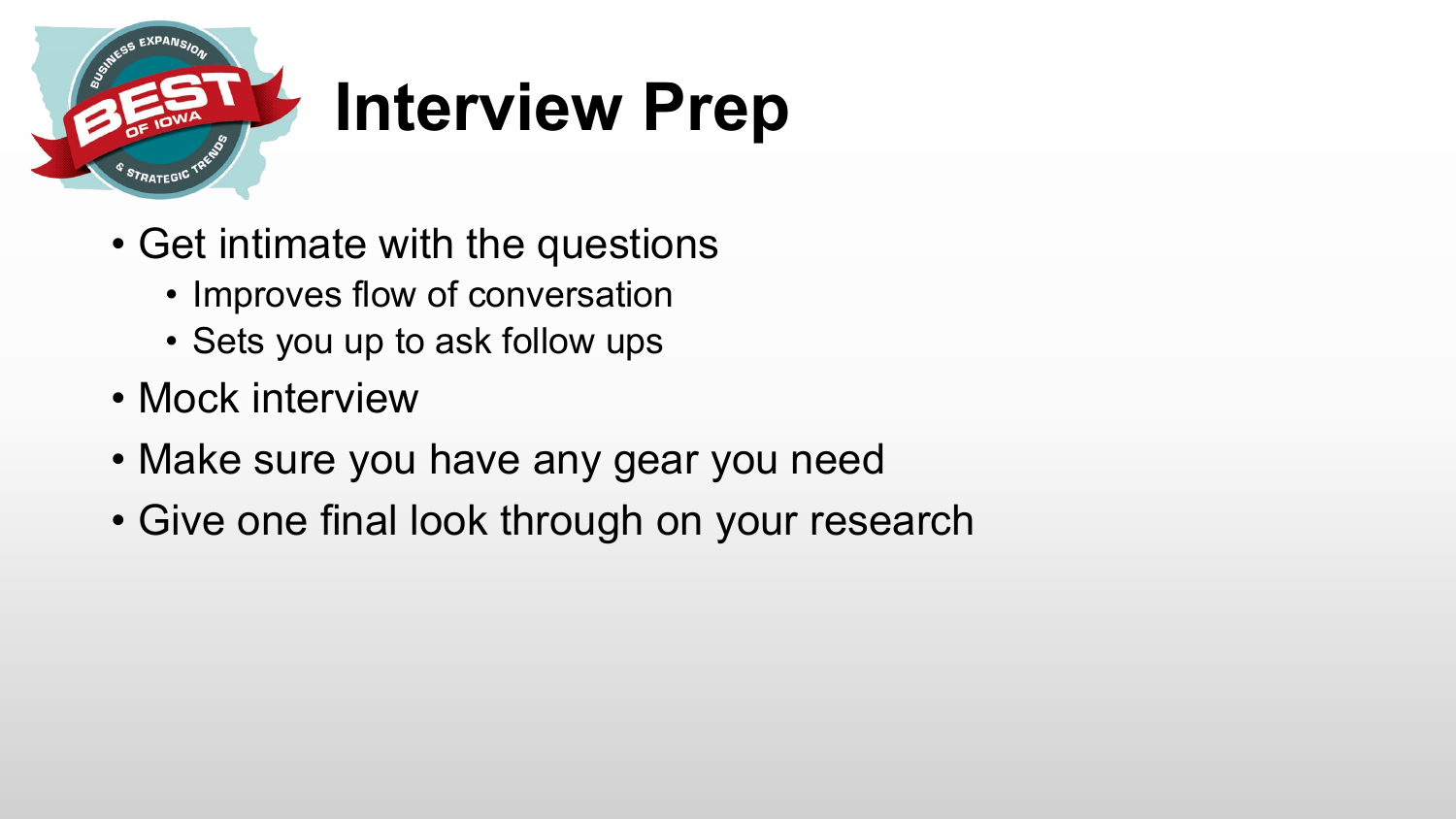# Interview Prep

- Get intimate with the questions
  - Improves flow of conversation
  - Sets you up to ask follow ups
- Mock interview
- Make sure you have any gear you need
- Give one final look through on your research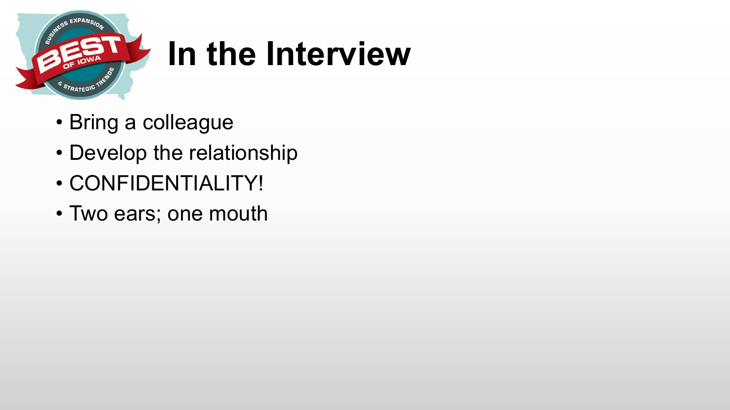# In the Interview

- Bring a colleague
- Develop the relationship
- CONFIDENTIALITY!
- Two ears; one mouth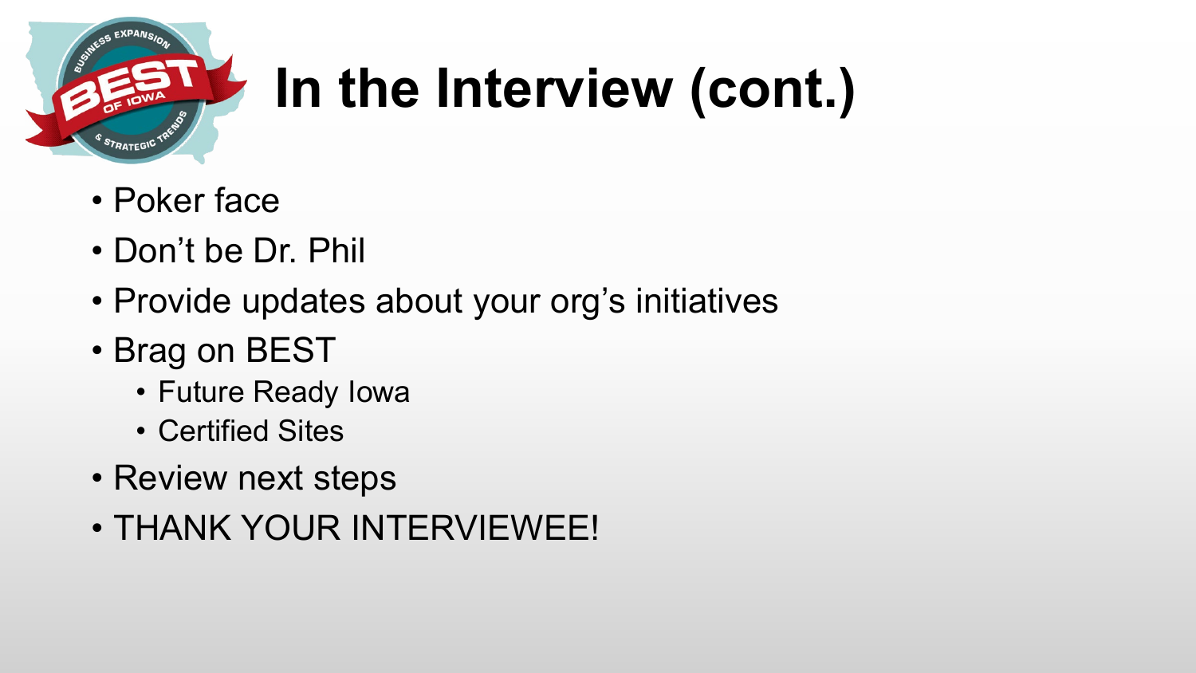# In the Interview (cont.)

- Poker face
- Don't be Dr. Phil
- Provide updates about your org's initiatives
- Brag on BEST
  - Future Ready Iowa
  - Certified Sites
- Review next steps
- THANK YOUR INTERVIEWEE!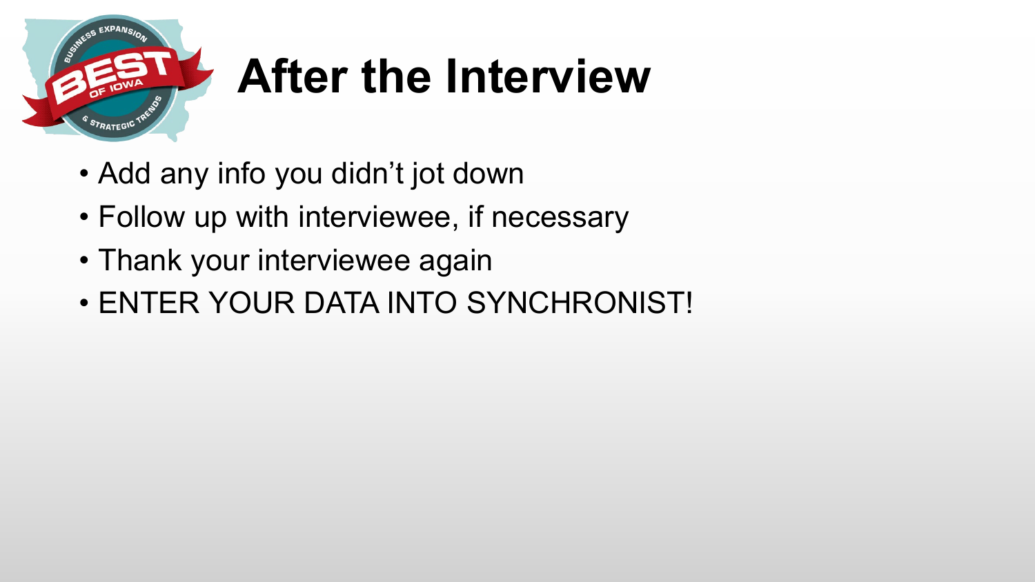# After the Interview

- Add any info you didn't jot down
- Follow up with interviewee, if necessary
- Thank your interviewee again
- ENTER YOUR DATA INTO SYNCHRONIST!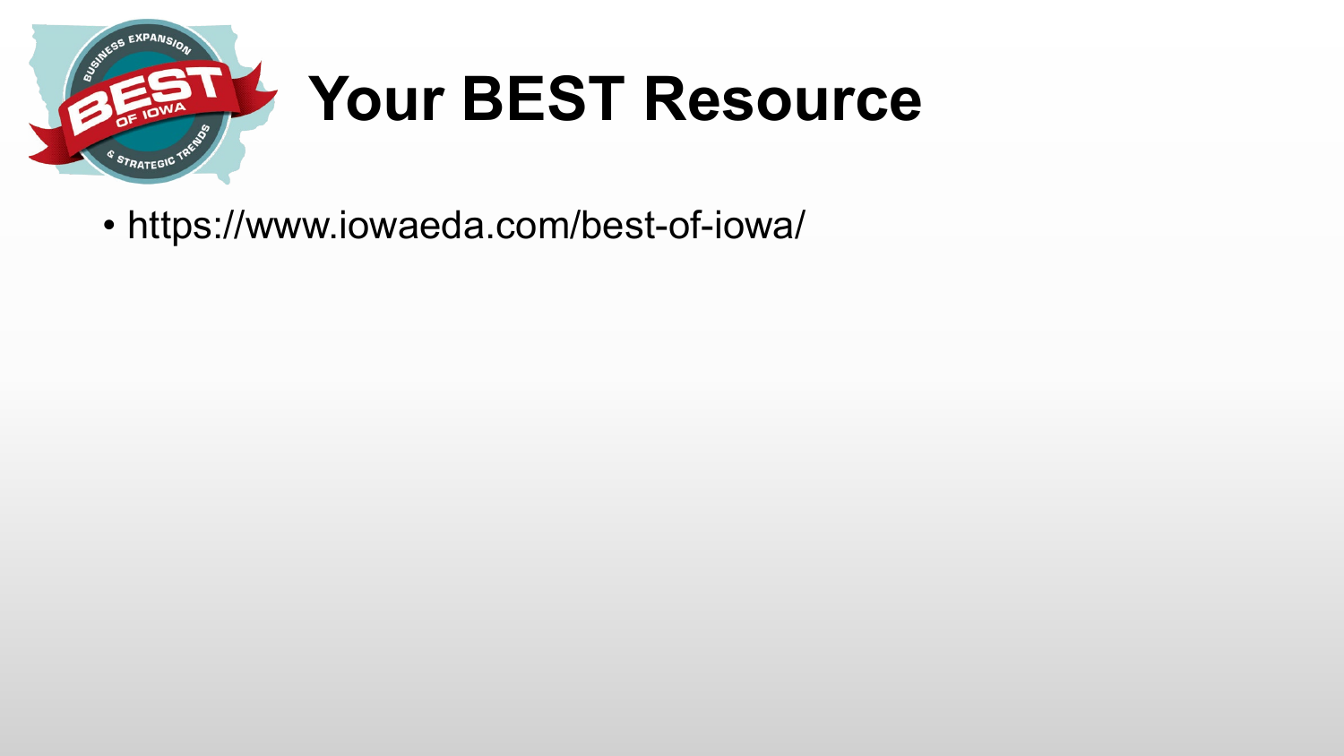# Your BEST Resource

- https://www.iowaeda.com/best-of-iowa/